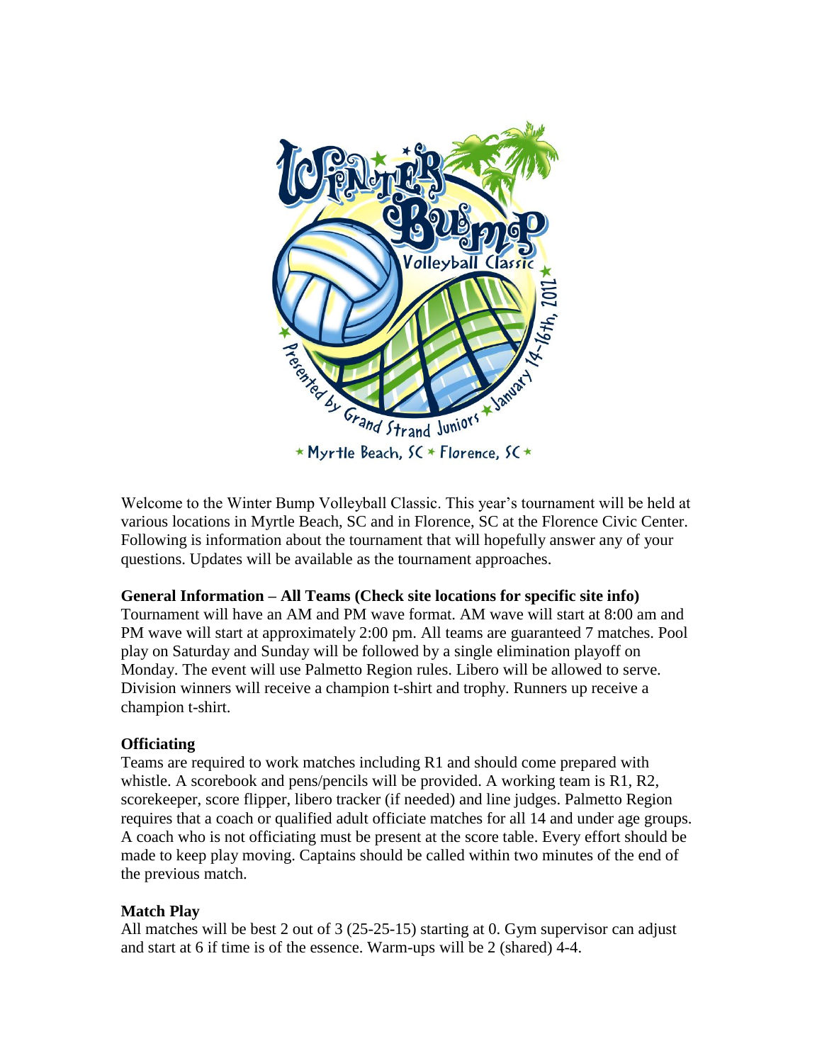Welcome to the Winter Bump Volleyball Classic. This year's tournament will be held at various locations in Myrtle Beach, SC and in Florence, SC at the Florence Civic Center. Following is information about the tournament that will hopefully answer any of your questions. Updates will be available as the tournament approaches.

**General Information – All Teams (Check site locations for specific site info)**

Tournament will have an AM and PM wave format. AM wave will start at 8:00 am and PM wave will start at approximately 2:00 pm. All teams are guaranteed 7 matches. Pool play on Saturday and Sunday will be followed by a single elimination playoff on Monday. The event will use Palmetto Region rules. Libero will be allowed to serve. Division winners will receive a champion t-shirt and trophy. Runners up receive a champion t-shirt.

**Officiating**

Teams are required to work matches including R1 and should come prepared with whistle. A scorebook and pens/pencils will be provided. A working team is R1, R2, scorekeeper, score flipper, libero tracker (if needed) and line judges. Palmetto Region requires that a coach or qualified adult officiate matches for all 14 and under age groups. A coach who is not officiating must be present at the score table. Every effort should be made to keep play moving. Captains should be called within two minutes of the end of the previous match.

**Match Play**

All matches will be best 2 out of 3 (25-25-15) starting at 0. Gym supervisor can adjust and start at 6 if time is of the essence. Warm-ups will be 2 (shared) 4-4.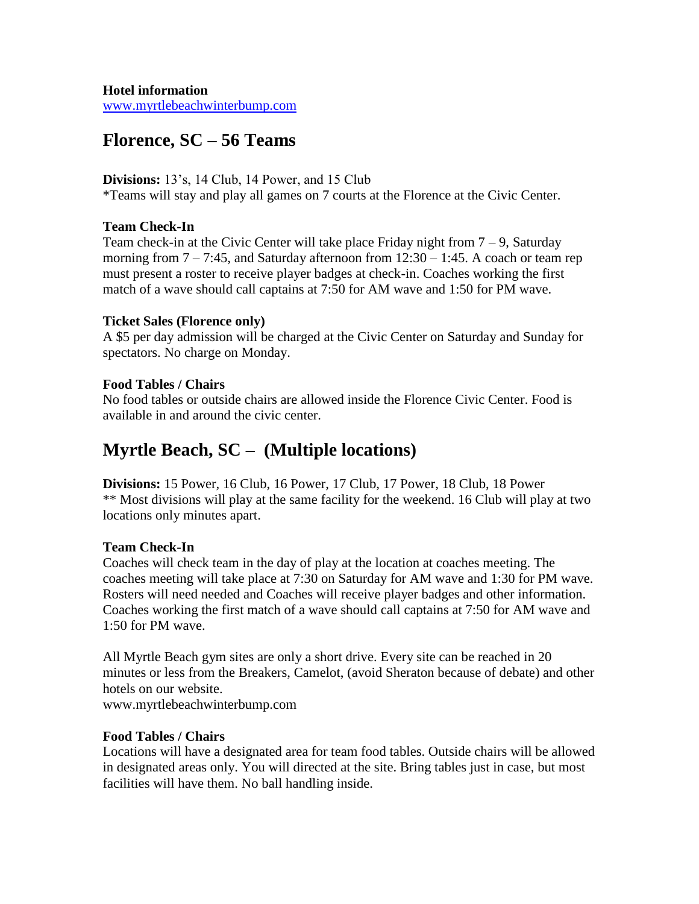**Hotel information**
[www.myrtlebeachwinterbump.com](http://www.myrtlebeachwinterbump.com)

## Florence, SC – 56 Teams

**Divisions:** 13's, 14 Club, 14 Power, and 15 Club
*Teams will stay and play all games on 7 courts at the Florence at the Civic Center.

**Team Check-In**
Team check-in at the Civic Center will take place Friday night from 7 – 9, Saturday morning from 7 – 7:45, and Saturday afternoon from 12:30 – 1:45. A coach or team rep must present a roster to receive player badges at check-in. Coaches working the first match of a wave should call captains at 7:50 for AM wave and 1:50 for PM wave.

**Ticket Sales (Florence only)**
A $5 per day admission will be charged at the Civic Center on Saturday and Sunday for spectators. No charge on Monday.

**Food Tables / Chairs**
No food tables or outside chairs are allowed inside the Florence Civic Center. Food is available in and around the civic center.

## Myrtle Beach, SC – (Multiple locations)

**Divisions:** 15 Power, 16 Club, 16 Power, 17 Club, 17 Power, 18 Club, 18 Power
** Most divisions will play at the same facility for the weekend. 16 Club will play at two locations only minutes apart.

**Team Check-In**
Coaches will check team in the day of play at the location at coaches meeting. The coaches meeting will take place at 7:30 on Saturday for AM wave and 1:30 for PM wave. Rosters will need needed and Coaches will receive player badges and other information. Coaches working the first match of a wave should call captains at 7:50 for AM wave and 1:50 for PM wave.

All Myrtle Beach gym sites are only a short drive. Every site can be reached in 20 minutes or less from the Breakers, Camelot, (avoid Sheraton because of debate) and other hotels on our website.
www.myrtlebeachwinterbump.com

**Food Tables / Chairs**
Locations will have a designated area for team food tables. Outside chairs will be allowed in designated areas only. You will directed at the site. Bring tables just in case, but most facilities will have them. No ball handling inside.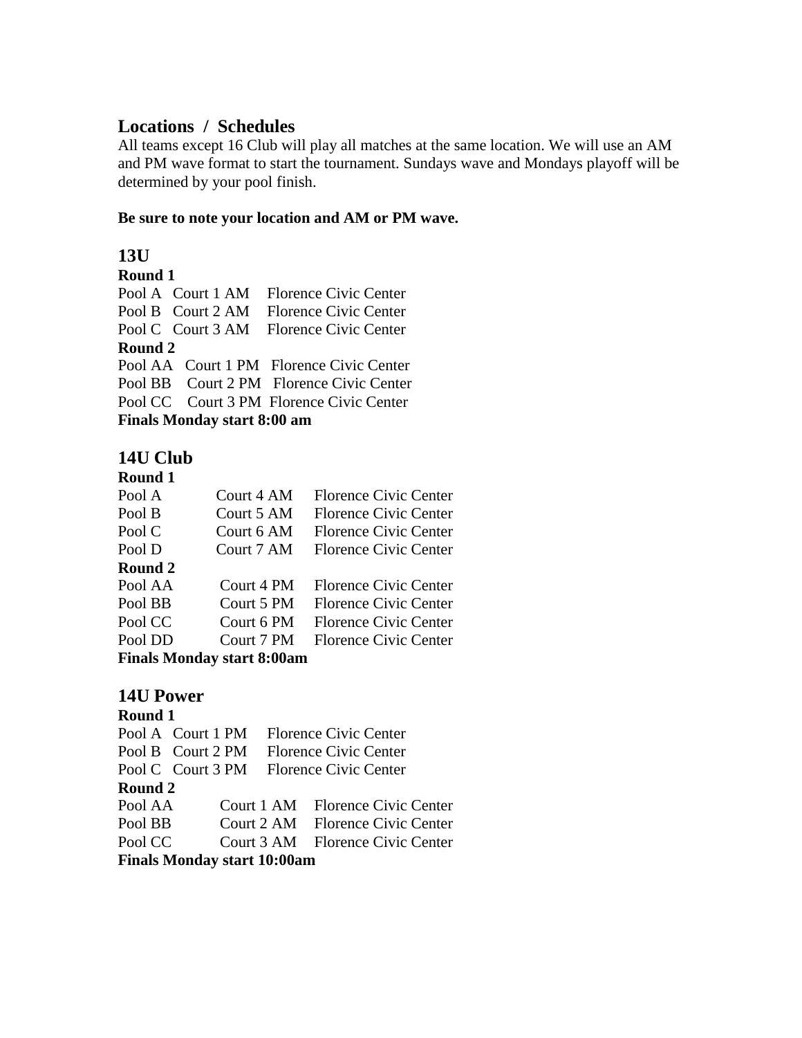## Locations / Schedules

All teams except 16 Club will play all matches at the same location. We will use an AM and PM wave format to start the tournament. Sundays wave and Mondays playoff will be determined by your pool finish.

**Be sure to note your location and AM or PM wave.**

### 13U

**Round 1**

Pool A Court 1 AM Florence Civic Center
Pool B Court 2 AM Florence Civic Center
Pool C Court 3 AM Florence Civic Center

**Round 2**

Pool AA Court 1 PM Florence Civic Center
Pool BB Court 2 PM Florence Civic Center
Pool CC Court 3 PM Florence Civic Center

**Finals Monday start 8:00 am**

### 14U Club

**Round 1**

| Pool A | Court 4 AM | Florence Civic Center |
|---|---|---|
| Pool B | Court 5 AM | Florence Civic Center |
| Pool C | Court 6 AM | Florence Civic Center |
| Pool D | Court 7 AM | Florence Civic Center |

**Round 2**

| Pool AA | Court 4 PM | Florence Civic Center |
|---|---|---|
| Pool BB | Court 5 PM | Florence Civic Center |
| Pool CC | Court 6 PM | Florence Civic Center |
| Pool DD | Court 7 PM | Florence Civic Center |

**Finals Monday start 8:00am**

### 14U Power

**Round 1**

Pool A Court 1 PM Florence Civic Center
Pool B Court 2 PM Florence Civic Center
Pool C Court 3 PM Florence Civic Center

**Round 2**

| Pool AA | Court 1 AM | Florence Civic Center |
|---|---|---|
| Pool BB | Court 2 AM | Florence Civic Center |
| Pool CC | Court 3 AM | Florence Civic Center |

**Finals Monday start 10:00am**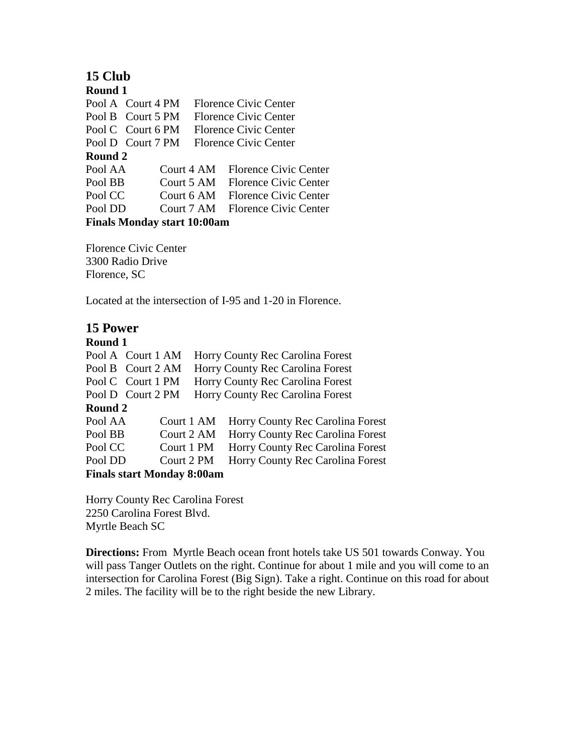## 15 Club

**Round 1**

Pool A Court 4 PM Florence Civic Center
Pool B Court 5 PM Florence Civic Center
Pool C Court 6 PM Florence Civic Center
Pool D Court 7 PM Florence Civic Center

**Round 2**

Pool AA Court 4 AM Florence Civic Center
Pool BB Court 5 AM Florence Civic Center
Pool CC Court 6 AM Florence Civic Center
Pool DD Court 7 AM Florence Civic Center

**Finals Monday start 10:00am**

Florence Civic Center
3300 Radio Drive
Florence, SC

Located at the intersection of I-95 and 1-20 in Florence.

## 15 Power

**Round 1**

Pool A Court 1 AM Horry County Rec Carolina Forest
Pool B Court 2 AM Horry County Rec Carolina Forest
Pool C Court 1 PM Horry County Rec Carolina Forest
Pool D Court 2 PM Horry County Rec Carolina Forest

**Round 2**

Pool AA Court 1 AM Horry County Rec Carolina Forest
Pool BB Court 2 AM Horry County Rec Carolina Forest
Pool CC Court 1 PM Horry County Rec Carolina Forest
Pool DD Court 2 PM Horry County Rec Carolina Forest

**Finals start Monday 8:00am**

Horry County Rec Carolina Forest
2250 Carolina Forest Blvd.
Myrtle Beach SC

**Directions:** From Myrtle Beach ocean front hotels take US 501 towards Conway. You will pass Tanger Outlets on the right. Continue for about 1 mile and you will come to an intersection for Carolina Forest (Big Sign). Take a right. Continue on this road for about 2 miles. The facility will be to the right beside the new Library.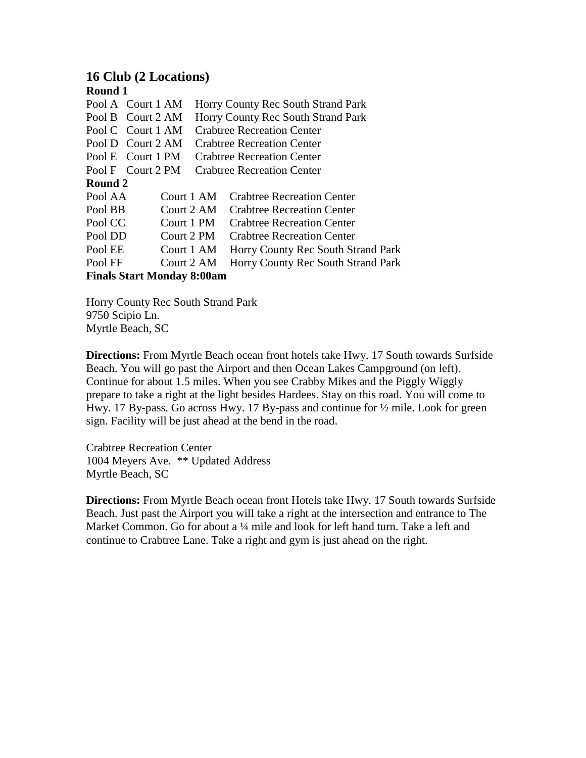## 16 Club (2 Locations)

**Round 1**

| | | |
|---|---|---|
| Pool A | Court 1 AM | Horry County Rec South Strand Park |
| Pool B | Court 2 AM | Horry County Rec South Strand Park |
| Pool C | Court 1 AM | Crabtree Recreation Center |
| Pool D | Court 2 AM | Crabtree Recreation Center |
| Pool E | Court 1 PM | Crabtree Recreation Center |
| Pool F | Court 2 PM | Crabtree Recreation Center |

**Round 2**

| | | |
|---|---|---|
| Pool AA | Court 1 AM | Crabtree Recreation Center |
| Pool BB | Court 2 AM | Crabtree Recreation Center |
| Pool CC | Court 1 PM | Crabtree Recreation Center |
| Pool DD | Court 2 PM | Crabtree Recreation Center |
| Pool EE | Court 1 AM | Horry County Rec South Strand Park |
| Pool FF | Court 2 AM | Horry County Rec South Strand Park |

**Finals Start Monday 8:00am**

Horry County Rec South Strand Park
9750 Scipio Ln.
Myrtle Beach, SC

**Directions:** From Myrtle Beach ocean front hotels take Hwy. 17 South towards Surfside Beach. You will go past the Airport and then Ocean Lakes Campground (on left). Continue for about 1.5 miles. When you see Crabby Mikes and the Piggly Wiggly prepare to take a right at the light besides Hardees. Stay on this road. You will come to Hwy. 17 By-pass. Go across Hwy. 17 By-pass and continue for ½ mile. Look for green sign. Facility will be just ahead at the bend in the road.

Crabtree Recreation Center
1004 Meyers Ave. ** Updated Address
Myrtle Beach, SC

**Directions:** From Myrtle Beach ocean front Hotels take Hwy. 17 South towards Surfside Beach. Just past the Airport you will take a right at the intersection and entrance to The Market Common. Go for about a ¼ mile and look for left hand turn. Take a left and continue to Crabtree Lane. Take a right and gym is just ahead on the right.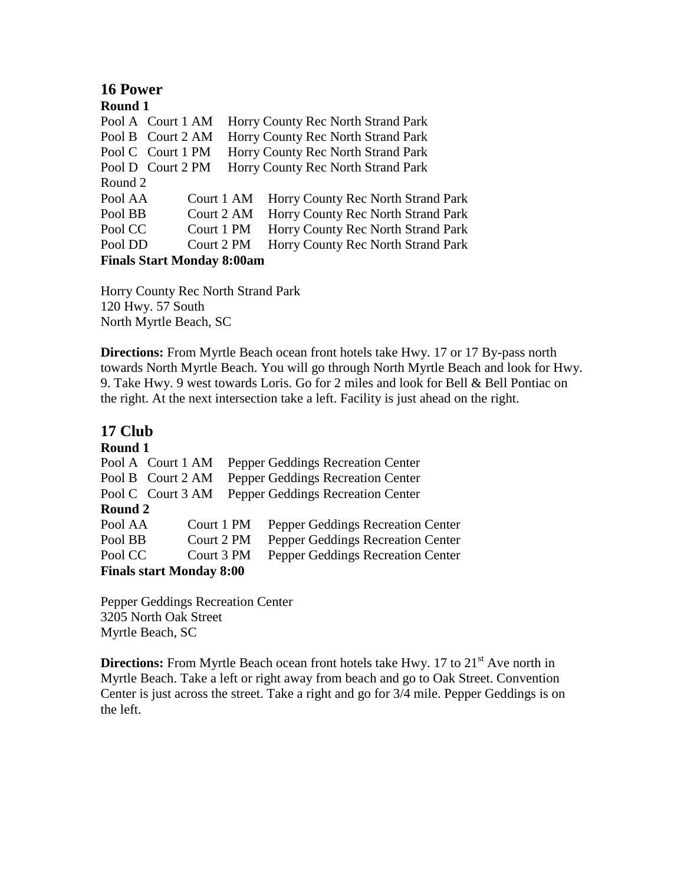## 16 Power

**Round 1**

| | | |
|---|---|---|
| Pool A | Court 1 AM | Horry County Rec North Strand Park |
| Pool B | Court 2 AM | Horry County Rec North Strand Park |
| Pool C | Court 1 PM | Horry County Rec North Strand Park |
| Pool D | Court 2 PM | Horry County Rec North Strand Park |

Round 2

| | | |
|---|---|---|
| Pool AA | Court 1 AM | Horry County Rec North Strand Park |
| Pool BB | Court 2 AM | Horry County Rec North Strand Park |
| Pool CC | Court 1 PM | Horry County Rec North Strand Park |
| Pool DD | Court 2 PM | Horry County Rec North Strand Park |

**Finals Start Monday 8:00am**

Horry County Rec North Strand Park
120 Hwy. 57 South
North Myrtle Beach, SC

**Directions:** From Myrtle Beach ocean front hotels take Hwy. 17 or 17 By-pass north towards North Myrtle Beach. You will go through North Myrtle Beach and look for Hwy. 9. Take Hwy. 9 west towards Loris. Go for 2 miles and look for Bell & Bell Pontiac on the right. At the next intersection take a left. Facility is just ahead on the right.

## 17 Club

**Round 1**

| | | |
|---|---|---|
| Pool A | Court 1 AM | Pepper Geddings Recreation Center |
| Pool B | Court 2 AM | Pepper Geddings Recreation Center |
| Pool C | Court 3 AM | Pepper Geddings Recreation Center |

**Round 2**

| | | |
|---|---|---|
| Pool AA | Court 1 PM | Pepper Geddings Recreation Center |
| Pool BB | Court 2 PM | Pepper Geddings Recreation Center |
| Pool CC | Court 3 PM | Pepper Geddings Recreation Center |

**Finals start Monday 8:00**

Pepper Geddings Recreation Center
3205 North Oak Street
Myrtle Beach, SC

**Directions:** From Myrtle Beach ocean front hotels take Hwy. 17 to 21st Ave north in Myrtle Beach. Take a left or right away from beach and go to Oak Street. Convention Center is just across the street. Take a right and go for 3/4 mile. Pepper Geddings is on the left.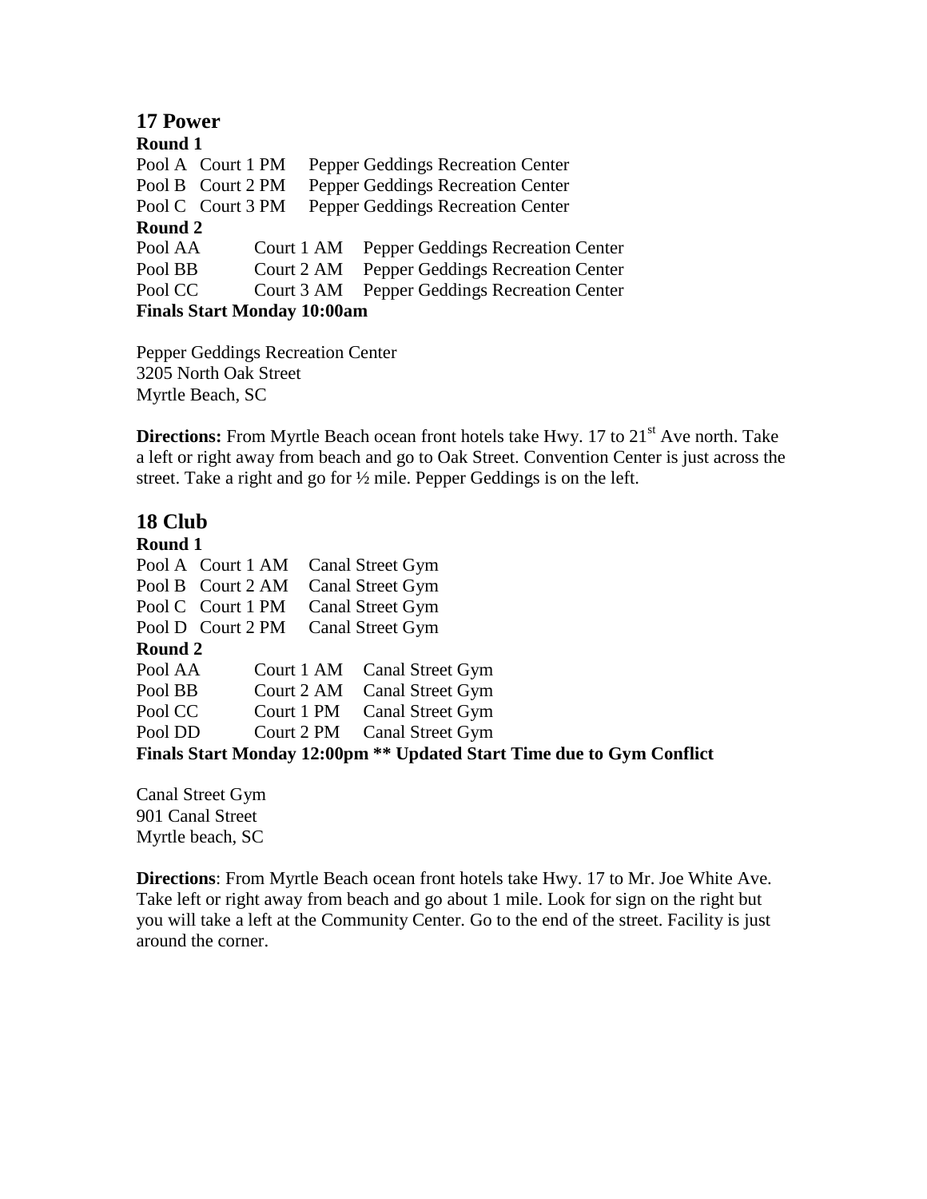## 17 Power

**Round 1**

Pool A Court 1 PM Pepper Geddings Recreation Center
Pool B Court 2 PM Pepper Geddings Recreation Center
Pool C Court 3 PM Pepper Geddings Recreation Center

**Round 2**

Pool AA Court 1 AM Pepper Geddings Recreation Center
Pool BB Court 2 AM Pepper Geddings Recreation Center
Pool CC Court 3 AM Pepper Geddings Recreation Center

**Finals Start Monday 10:00am**

Pepper Geddings Recreation Center
3205 North Oak Street
Myrtle Beach, SC

**Directions:** From Myrtle Beach ocean front hotels take Hwy. 17 to 21st Ave north. Take a left or right away from beach and go to Oak Street. Convention Center is just across the street. Take a right and go for ½ mile. Pepper Geddings is on the left.

## 18 Club

**Round 1**

Pool A Court 1 AM Canal Street Gym
Pool B Court 2 AM Canal Street Gym
Pool C Court 1 PM Canal Street Gym
Pool D Court 2 PM Canal Street Gym

**Round 2**

Pool AA Court 1 AM Canal Street Gym
Pool BB Court 2 AM Canal Street Gym
Pool CC Court 1 PM Canal Street Gym
Pool DD Court 2 PM Canal Street Gym

**Finals Start Monday 12:00pm ** Updated Start Time due to Gym Conflict**

Canal Street Gym
901 Canal Street
Myrtle beach, SC

**Directions**: From Myrtle Beach ocean front hotels take Hwy. 17 to Mr. Joe White Ave. Take left or right away from beach and go about 1 mile. Look for sign on the right but you will take a left at the Community Center. Go to the end of the street. Facility is just around the corner.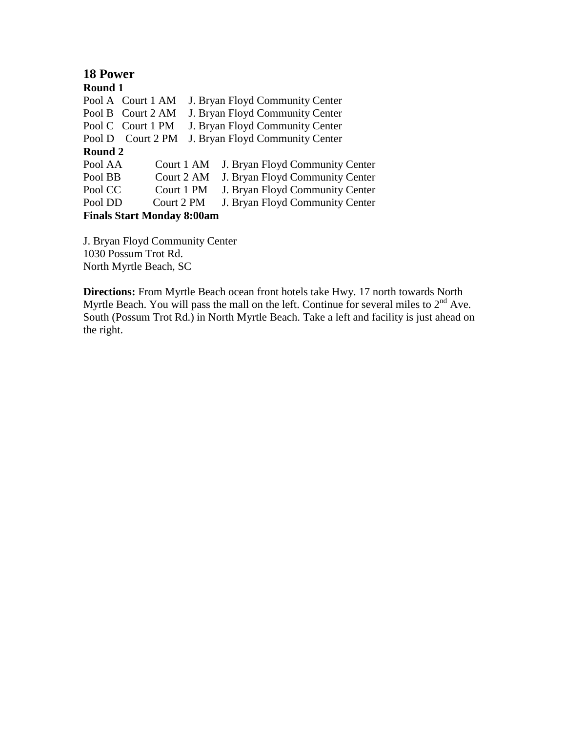## 18 Power

**Round 1**

| | | |
|---|---|---|
| Pool A | Court 1 AM | J. Bryan Floyd Community Center |
| Pool B | Court 2 AM | J. Bryan Floyd Community Center |
| Pool C | Court 1 PM | J. Bryan Floyd Community Center |
| Pool D | Court 2 PM | J. Bryan Floyd Community Center |

**Round 2**

| | | |
|---|---|---|
| Pool AA | Court 1 AM | J. Bryan Floyd Community Center |
| Pool BB | Court 2 AM | J. Bryan Floyd Community Center |
| Pool CC | Court 1 PM | J. Bryan Floyd Community Center |
| Pool DD | Court 2 PM | J. Bryan Floyd Community Center |

**Finals Start Monday 8:00am**

J. Bryan Floyd Community Center
1030 Possum Trot Rd.
North Myrtle Beach, SC

**Directions:** From Myrtle Beach ocean front hotels take Hwy. 17 north towards North Myrtle Beach. You will pass the mall on the left. Continue for several miles to 2nd Ave. South (Possum Trot Rd.) in North Myrtle Beach. Take a left and facility is just ahead on the right.